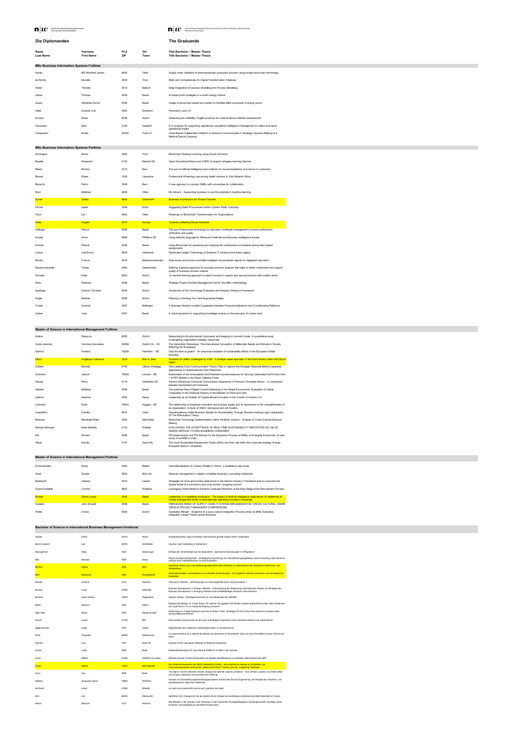Fachhochschule Nordwestschweiz Hochschule für Wirtschaft

University of Applied Sciences and Arts Northwestern Switzerland School of Business

## Die Diplomanden

## The Graduands

| Name / Last Name | Vorname / First Name | PLZ / ZIP | Ort / Town | Titel Bachelor- / Master Thesis / Title Bachelor- / Master Thesis |
|---|---|---|---|---|
| **MSc Business Information Systems Fulltime** | | | | |
| Adnan | MD Monshed Jaman | 4600 | Olten | Supply chain validation of pharmaceuticals production process using private blockchain technology. |
| de Roche | Murielle | 3600 | Thun | Skills and Competencies for Digital Transformation Initiatives |
| Felder | Thomas | 4512 | Bellach | Deep Integration of Decision Modelling into Process Modelling |
| Geiser | Thomas | 4054 | Basel | AI based profit strategies in a smart energy market |
| Gupta | Abhishek Kumar | 4055 | Basel | Usage of blockchain based eco-system to facilitate M&A processes in energy sector |
| Heeb | Dominik Carl | 4500 | Solothurn | Panoramic Lens 2.0 |
| Koneva | Elena | 8049 | Zürich | Assessing the suitability of agile practices for medical device software development |
| Obouasier | Marc | 3126 | Kaufdorf | A CI program for supporting operational competitive intelligence management to collect and report operational insight |
| Ossipowski | Emilia | 20300 | Turku FI | Cloud-Based Collaboration Platform to enhance Communication in Strategic Decision-Making of a Medical Device Company |
| **MSc Business Information Systems Parttime** | | | | |
| Armingeon | Moritz | 3600 | Thun | Blockchain Floating Licensing using Smart Contracts |
| Beyeler | Alexandra | 4153 | Reinach BL | Open Educational Resources (OER) to support refugees learning German |
| Blaser | Monika | 3013 | Bern | The use of artificial intelligence and chatbots for recommendations of products to customers |
| Blumer | Eliane | 1005 | Lausanne | Professional WhatsApp use among health workers in Sub-Saharan Africa |
| Blunschi | Patric | 3008 | Bern | A new approach to connect SMEs with universities for collaboration |
| Brun | Matthias | 4600 | Olten | ML Advisor - Supporting business to use the potential in machine learning |
| Durrer | Stefan | 8600 | Dübendorf | Business Architecture for Product Owners |
| Ferrise | Isabel | 3098 | Köniz | Suggesting SaaS Procurement within a Swiss Public Company |
| Flück | Lis | 4600 | Olten | Roadmap on Blockchain Transformation for Organizations |
| Hofer | Angelin | 6210 | Sursee | Towards a Meeting Minute Assistant |
| Hollinger | Patrick | 4055 | Basel | The use of blockchain technology for education certificate management to ensure authenticity, verification and quality |
| Knobel | Anton | 8808 | Pfäffikon SZ | Using Natural Language for Retrieval of Self-Service Business Intelligence Assets |
| Komani | Pleurat | 4056 | Basel | Using Blockchain for assessing and verifying the contributions of students during team-based assignments |
| Lehner | Joël Enrico | 8604 | Volketswil | Distributed Ledger Technology to Enhance IT Infrastructure Data Logging |
| Murillo | Francis | 5616 | Meisterschwanden | Data-driven and human-controlled intelligent recommender agents for digitalized education |
| Neuenschwander | Tobias | 4460 | Gelterkinden | Defining a general approach for business process analysis that helps to better understand and support quality of business process outputs |
| Schwab | Kilian | 8003 | Zürich | A machine learning approach to detect humans in search and rescue missions with mobile robots |
| Simic | Radovan | 4059 | Basel | Strategic Project Portfolio Management tool for the ABILI methodology |
| Spalinger | Dominic Christian | 8005 | Zürich | Introduction of the Technology Evaluation and Adoption Influence Framework |
| Sulger | Mathias | 8055 | Zürich | Planning a Climbing Tour with Augmented Reality |
| Troxler | Dominik | 5507 | Mellingen | A Business Model to enable Cooperation between Financial Institutions and Crowdfunding Platforms |
| Valdes | José | 4051 | Basel | A virtual assistant for supporting knowledge workers in the execution of routine work |
| **Master of Science in International Management Fulltime** | | | | |
| Aloline | Rebecca | 8055 | Zürich | Responding to Environmental Constraints and Keeping in Line with Goals. A quantitative study investigating organisation strategic responses. |
| Costa Jezierski | Veronica Goncalves | 94568 | Dublin CA - US | The Generation Stereotype: The International Conception of Millennials Needs and Attitude in Society Affecting the Workplace |
| Dietrich | Frederic | 79258 | Hartheim - DE | Only the lawn is green? - An empirical evaluation of sustainability efforts in the European football business |
| Elford | Angélique Catharina | 3074 | Muri b. Bern | Solutions for SMEs challenged by CSR - A multiple cases approach in the food industry within the DACH region |
| Giuliato | Michela | 8142 | Uitikon Waldegg | How Leading Crisis Communication Theory Fails to Capture the Strategic Rationale Behind Japanese Approaches to Organizational Crisis Response |
| Gutmann | Jasmin | 79539 | Lörrach - DE | Examination of the Antecedents and Potential Countermeasures for Serving Carbonated Soft Drinks from 1.5l PET Bottles in the Swiss Catering Trade |
| Hauser | Petra | 4114 | Hofstetten SO | Factors Influencing Consumer Consumption Experience in Premium Chocolate Sector – A comparison between Switzerland and Indonesia |
| Hebben | Matthias | 4056 | Basel | The potential Role of Digital Content Marketing in the Global Environment. Evaluation of Global Companies in the Chemical Industry in the Markets of China and USA. |
| Isailovic | Katarina | 5000 | Aarau | Leadership as an Enabler of Organisational Innovation in the Context of Industry 4.0 |
| Lehmann | Edda | 79424 | Auggen - DE | The relationship of employee motivation and process quality and its importance to the competitiveness of an organisation. A study of AMAC Aerospace and Jet Aviation. |
| Leopoldino | Camilla | 8610 | Uster | Operationalising Viable Business Models for Sustainability Through Decision-making Logics Application Of The Effectuation Theory |
| Manzoso | Mavakala Ruedi | 2000 | Neuchâtel | Blockchain Technology Implementation within the Bank Industry - Analysis of Cross-Cultural Decision-Making |
| Mendez Marquez | Karla Nathally | 4133 | Pratteln | EVALUATING THE ACCEPTANCE OF REAL-TIME SUSTAINABILITY INDICATORS AS VALUE ADDED SERVICE TO END-BUSINESS CONSUMER |
| Pal | Shivani | 4056 | Basel | FDI Determinants and FDI Motives for the Expansion Process of MNEs in Emerging Economies: A case study of an MNE in India |
| Staub | Kamila | 4147 | Aesch BL | The novel Sustainable Development Goals (SDG) and their role within the corporate strategy of large European telecom companies |
| **Master of Science in International Management Parttime** | | | | |
| Frommenwiler | Sonja | 5400 | Baden | Internationalization of a Swiss Retailer in China - a qualitative case study |
| Hubli | Svenja | 5630 | Muri AG | Diversity management in relation to flexible working in consulting institutions |
| Mainhardt | Valentin | 4410 | Liestal | Strategies for brick-and-mortar retail stores in the fashion industry in the Basel area to overcome the double threat of e-commerce and cross-border "shopping tourism" |
| Quinto-Farjallah | Corinne | 8832 | Wollerau | Leveraging Online Media to Enhance Graduate Attraction at the Early Stage of the Recruitment Process |
| Richter | Sarah-Louise | 4052 | Basel | Leadership in a digitalized workplace – The impact of artificial intelligence applications on leadership at middle-management levels in internationally operating insurance companies. |
| Uwaeke | John Amandi | 4058 | Basel | PERCEIVED RISKS OF SUPPLY CHAIN IT SYSTEM IMPLEMENTATION: CROSS CULTURAL USERS VERSUS PROJECT MANAGERS COMPARISONS |
| Wäälle | Ursina | 8050 | Zürich | Subsidiary Merger - Snapshot of a socio-cultural Integration Process when an MNE Subsidiary integrates a larger Family-owned Business |
| **Bachelor of Science in International Business Management trinational** | | | | |
| Audran | Emilie | 26110 | Nyons | Entrepreneurship, open-innovation and business growth impact within corporation |
| Barret Loewert | Loïc | 68740 | Hirtzfelden | Voucher code marketing in Switzerland |
| Baumgartner | Fabio | 4303 | Kaiseraugst | Einfluss der Schichtarbeit auf die Gesundheit - psychische Erkrankungen im Pflegeberuf |
| Betz | Andreas | 5000 | Aarau | Mission Kundenzufriedenheit - strategische Ausrichtung von Dienstleistungsangeboten eines Consulting Unternehmens anhand einer multiattributiven ex post-Evaluation |
| Berisha | Ukshin | 3018 | Bern | Operativer Status Quo und aufbauorganisatorische Best-Practices in Unternehmen des deutschen Maschinen- und Anlagenbaus |
| Berli | Stephanie | 4802 | Strengelbach | Nutzungsverhalten und Akzeptanz von mHealth-Anwendungen - Ein Vergleich zwischen deutschen und schweizerischen Studenten |
| Bewald | Carolina | 4123 | Allschwil | Führung im Wandel - Anforderungen an Führungskräfte durch die Generation Y |
| Burckel | Lucas | 67490 | Dettwiller | Business Development in Emergin Markets - Untersuchung der Bedeutung internationaler Messen als Strategie des Business Development in Emerging Markets eines mittelständigen Basler Unternehmens |
| Burkard | Sarah Helena | 79549 | Hügelheim | Solution Selling - Paradigmenwechsel im Vertriebsansatz der GRENKE |
| Bütler | Desiree | 5625 | Kallern | Digitale PoS-Medien im Travel Retail: Mit welcher Art digitaler PoS-Medien werden potenzielle Kunden oder Kundinnen am Lindt-PoS im TR zur Kaufentscheidung animiert? |
| della Valle | Oliver | 5443 | Niederrohrdorf | Millennials as a Target Audience and How to Reach Them: Strategies for the Fisher-Price Brand to Increase Sales Among Millennial Parents |
| Dreyer | Louise | 67140 | Barr | Dans quelles mesures peut on dire que la stratégie d'expansion d'une entreprise dépend son organisation? |
| Eggenschwiler | Lukas | 4410 | Liestal | Möglichkeiten der modernen Arbeitsorganisation im Kundenservice |
| Ehret | Theophile | 68290 | Niederbruck | La communication d'un cabinet de gestion de patrimoine et d'immobilier dans une zone frontalière comme Thonon les bains |
| Fischler | Cyril | 4147 | Aesch BL | Analysis of KPI Calculation Methods of Materials Disposition |
| Fuhrer | Lukas | 4058 | Basel | Marktelntrittsanalyse für eine Sharing Plattform im B2B in der Schweiz |
| Furon | Hélène | 21400 | Châtillon-sur-Seine | Optimierung der Content Syndication als digitale Dienstleistung im indirekten B2B-Vertrieb bei LAPP |
| Gauss | Sophia | 77815 | Bühl-Neusatz | Die Unternehmenswerte der RAKO Bautechnik GmbH - eine empirische Analyse zur Extraktion von Unternehmenswerten anhand der „Means-End-Chain"-Theorie und der „Laddering"-Methode |
| Gysin | Lisa | 4058 | Basel | The Alpine Tourism between climate change and optimal capacity utilization - How Verbier Location can make better use of spare capacities and promote their offering |
| Häberle | Jacqueline Sylvie | 79689 | Weilheim | Analyse von Dienstleistungsentwicklungsprozessen anhand des Service Engineering- am Beispiel der Industrie- und Handelskammer Hochrhein-Bodensee |
| Herrbach | Lionel | 67600 | Sélestat | Les gains de productivité permis par la gestion de projet |
| Hert | Léa | 68150 | Ribeauvillé | Opération d'un changement de perception d'une marque de cosmétiques professionnels déjà implantée en France |
| Hickin | Deborah | 4123 | Allschwil | Wie Weleda in der Schweiz mehr Personen in den relevanten Einstiegskategorien Schwangerschaft und Baby online erreichen und langfristig an die Marke binden kann |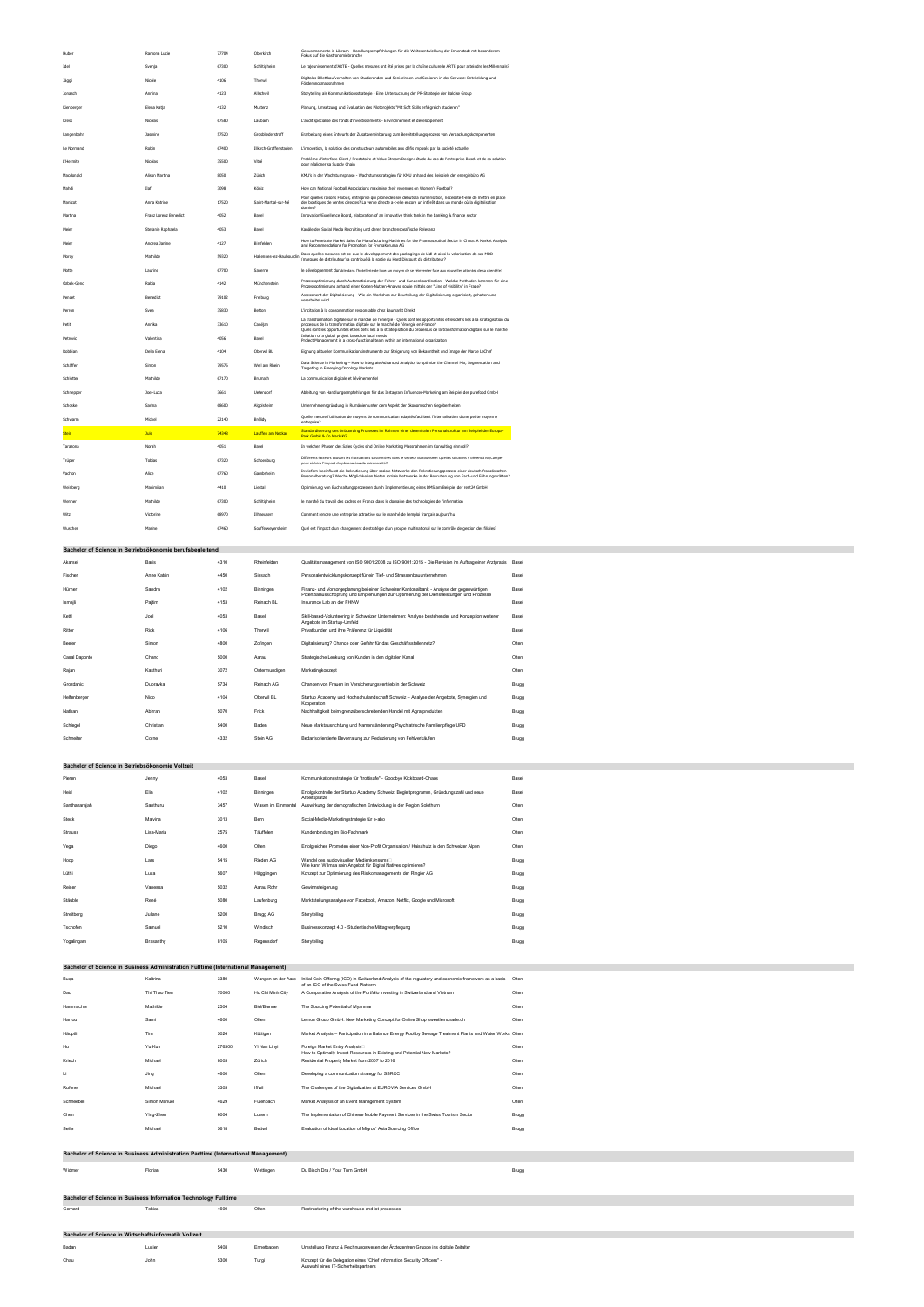| | | | | |
|---|---|---|---|---|
| Huber | Ramona Lucie | 77784 | Oberkirch | Genussmomente in Lörrach - Handlungsempfehlungen für die Weiterentwicklung der Innenstadt mit besonderem Fokus auf die Gastronomiebranche |
| Ibel | Svenja | 67000 | Schiltigheim | Le rajeunissement d'ARTE - Quelles mesures ont été prises par la chaîne culturelle ARTE pour atteindre les Millenials? |
| Jäggi | Nicole | 4106 | Therwil | Digitales Billettkaufverhalten von Studierenden und Senioinnen und Senioren in der Schweiz: Entwicklung und Förderungsmassnahmen |
| Jonasch | Annina | 4123 | Allschwil | Storytelling als Kommunikationsstrategie - Eine Untersuchung der PR-Strategie der Baloise Group |
| Kienberger | Elena Katja | 4132 | Muttenz | Planung, Umsetzung und Evaluation des Pilotprojekts "Mit Soft Skills erfolgreich studieren" |
| Kress | Nicolas | 67580 | Laubach | L'audit spécialisé des fonds d'investissements - Environnement et développement |
| Langenbahn | Jasmine | 57520 | Grosbliederstroff | Erarbeitung eines Entwurfs der Zusatzvereinbarung zum Bereitstellungsprozess von Verpackungskomponenten |
| Le Normand | Robin | 67480 | Elkirch-Graffenstaden | L'innovation, la solution des constructeurs automobiles aux défis imposés par la société actuelle |
| L'Hermite | Nicolas | 35580 | Vitré | Problème d'interface Client / Prestataire et Value Stream Design: étude du cas de l'entreprise Bosch et de sa solution pour réaligner sa Supply Chain |
| Macdonald | Alison Martina | 8058 | Zürich | KMU's in der Wachstumsphase - Wachstumsstrategien für KMU anhand des Beispiels der energiebüro AG |
| Mahdi | Zaf | 3098 | Köniz | How can National Football Associations maximise their revenues on Women's Football? |
| Maricat | Anna Katrine | 17520 | Saint-Martial-sur-Né | Pour quelles raisons Hadun, entreprise qui prône dès ses débuts la numérisation, s'essaie-t-elle de mettre en place des boutiques de ventes directes? La vente directe a-t-elle encore un intérêt dans un monde où la digitalisation domine? |
| Martina | Franz Lorenz Benedict | 4052 | Basel | Innovation/Excellence Board, elaboration of an innovative think tank in the banking & finance sector |
| Meier | Stefanie Raphaela | 4053 | Basel | Kanäle des Social Media Recruiting und deren branchenspezifische Relevanz |
| Meier | Andrea Janine | 4127 | Birsfelden | How to Penetrate Market Sales for Manufacturing Machines for the Pharmaceutical Sector in China: A Market Analysis and Recommendations for Promotion for Frymakoruma AG |
| Moray | Mathilde | 59320 | Hallennes-lez-Haubourdin | Dans quelles mesures est-ce-que le développement des packagings de Lidl et ainsi la valorisation de ses MDD (marques de distributeur) a contribué à le sortie du Hard Discount du distributeur? |
| Motte | Laurine | 67700 | Saverne | le développement durable dans l'hôtellerie de luxe: un moyen de se réinventer face aux nouvelles attentes de sa clientèle? |
| Özbek-Gerec | Rabia | 4142 | Münchenstein | Prozessoptimierung durch Automatisierung der Fahrer- und Kundenkoordination - Welche Methoden kommen für eine Prozessoptimierung anhand einer Kosten-Nutzen-Analyse sowie mittels der "Line of visibility" in Frage? |
| Pencet | Benedikt | 79102 | Freiburg | Assessment der Digitalisierung - Wie ein Workshop zur Beurteilung der Digitalisierung organisiert, gehalten und verarbeitet wird |
| Perron | Sven | 35830 | Betton | L'incitation à la consommation responsable chez Beaumanoir Direkt |
| Petit | Annika | 33610 | Canéjan | La transformation digitale sur le marché de l'énergie : Quels sont les opportunités et les défis liés à la stratégisation du processus de la transformation digitale sur le marché de l'énergie en France? Quels sont les opportunités et les défis liés à la stratégisation du processus de la transformation digitale sur le marché |
| Petrovic | Valentina | 4056 | Basel | Initiation of a global project based on local needs Project Management in a cross-functional team within an international organization |
| Robbiani | Delia Elena | 4104 | Oberwil BL | Eignung aktueller Kommunikationsinstrumente zur Steigerung von Bekanntheit und Image der Marke LeChef |
| Schäfer | Simon | 79576 | Weil am Rhein | Data Science in Marketing – How to integrate Advanced Analytics to optimize the Channel Mix, Segmentation and Targeting in Emerging Oncology Markets |
| Schlotter | Mathilde | 67170 | Brumath | La communication digitale et événementiel |
| Schnepper | Joel-Luca | 3661 | Uetendorf | Ableitung von Handlungsempfehlungen für das Instagram Influencer-Marketing am Beispiel der purefood GmbH |
| Schreibe | Sarina | 68680 | Algolsheim | Unternehmensgründung in Rumänien unter dem Aspekt der ökonomischen Gegebenheiten |
| Schwamm | Michel | 22140 | Bolildy | Quelle mesure l'utilisation de moyens de communication adaptés facilitent l'internalisation d'une petite moyenne entreprise? |
| Stein | Julie | 74348 | Lauffen am Neckar | Standardisierung des Onboarding Prozesses im Rahmen einer dezentralen Personalstruktur am Beispiel der Europa-Park GmbH & Co Mack KG |
| Tarazona | Norah | 4051 | Basel | In welchen Phasen des Sales Cycles sind Online Marketing Massnahmen im Carsharing sinnvoll? |
| Trüper | Tobias | 67320 | Schoenburg | Différents facteurs assurent les fluctuations saisonnières dans le secteur du tourisme: Quelles solutions s'offrent à MyCamper pour réduire l'impact du phénomène de saisonnalité? |
| Vachon | Alice | 67760 | Gambsheim | Inwiefern beeinflusst die Rekrutierung über soziale Netzwerke den Rekrutierungsprozess einer deutsch-französischen Personalberatung? Welche Möglichkeiten bieten soziale Netzwerke in der Rekrutierung von Fach-und Führungskräften? |
| Weinberg | Maximilian | 4410 | Liestal | Optimierung von Buchhaltungsprozessen durch Implementierung eines DMS am Beispiel der rent24 GmbH |
| Wenner | Mathilde | 67000 | Schiltigheim | le marché du travail des cadres en France dans le domaine des technologies de l'information |
| Witz | Victorine | 68970 | Ehlausern | Comment rendre une entreprise attractive sur le marché de l'emploi français aujourd'hui |
| Wuscher | Marine | 67460 | Souffelweyersheim | Quel est l'impact d'un changement de stratégie d'un groupe multinational sur le contrôle de gestion des filiales? |

**Bachelor of Science in Betriebsökonomie berufsbegleitend**

| | | | | | |
|---|---|---|---|---|---|
| Akansel | Baris | 4310 | Rheinfelden | Qualitätsmanagement von ISO 9001:2008 zu ISO 9001:2015 - Die Revision im Auftrag einer Arztpraxis | Basel |
| Fischer | Anne Katrin | 4450 | Sissach | Personalentwicklungskonzept für ein Tief- und Strassenbauunternehmen | Basel |
| Hürner | Sandra | 4102 | Binningen | Finanz- und Vorsorgeplanung bei einer Schweizer Kantonalbank - Analyse der gegenwärtigen Potenzialausschöpfung und Empfehlungen zur Optimierung der Dienstleistungen und Prozesse | Basel |
| Ismajli | Pajtim | 4153 | Reinach BL | Insurance Lab an der FHNW | Basel |
| Kettl | Joel | 4053 | Basel | Skill-based-Volunteering in Schweizer Unternehmen: Analyse bestehender und Konzeption weiterer Angebote im Startup-Umfeld | Basel |
| Ritter | Rick | 4106 | Therwil | Privatkunden und ihre Präferenz für Liquidität | Basel |
| Beeler | Simon | 4800 | Zofingen | Digitalisierung? Chance oder Gefahr für das Geschäftsstellennetz? | Olten |
| Casal Daponte | Chano | 5000 | Aarau | Strategische Lenkung von Kunden in den digitalen Kanal | Olten |
| Rajan | Kasthuri | 3072 | Ostermundigen | Marketingkonzept | Olten |
| Grozdanic | Dubravka | 5734 | Reinach AG | Chancen von Frauen im Versicherungsvertrieb in der Schweiz | Brugg |
| Hellenberger | Nico | 4104 | Oberwil BL | Startup Academy und Hochschullandschaft Schweiz – Analyse der Angebote, Synergien und Kooperation | Brugg |
| Nathan | Abiran | 5070 | Frick | Nachhaltigkeit beim grenzüberschreitenden Handel mit Agrarprodukten | Brugg |
| Schlegel | Christian | 5400 | Baden | Neue Marktausrichtung und Namensänderung Psychiatrische Familienpflege UPD | Brugg |
| Schneiter | Cornel | 4332 | Stein AG | Bedarfsorientierte Bevorratung zur Reduzierung von Fehlverkäufen | Brugg |

**Bachelor of Science in Betriebsökonomie Vollzeit**

| | | | | | |
|---|---|---|---|---|---|
| Pieren | Jenny | 4053 | Basel | Kommunikationsstrategie für "trottisafe" - Goodbye Kickboard-Chaos | Basel |
| Held | Elin | 4102 | Binningen | Erfolgskontrolle der Startup Academy Schweiz: Begleitprogramm, Gründungszahl und neue Arbeitsplätze | Basel |
| Senthamarajah | Senthuru | 3457 | Wasen im Emmental | Auswirkung der demografischen Entwicklung in der Region Solothurn | Olten |
| Steck | Malvina | 3013 | Bern | Social-Media-Marketingstrategie für e-abo | Olten |
| Strauss | Lisa-Maria | 2575 | Täuffelen | Kundenbindung im Bio-Fachmark | Olten |
| Vega | Diego | 4600 | Olten | Erfolgreiches Promoten einer Non-Profit Organisation / Hatschutz in den Schweizer Alpen | Olten |
| Hoop | Lars | 5415 | Rieden AG | Wandel des audiovisuellen Medienkonsums: Wie kann Wilmas sein Angebot für Digital Natives optimieren? | Brugg |
| Lüthi | Luca | 5607 | Hägglingen | Konzept zur Optimierung des Risikomanagements der Ringier AG | Brugg |
| Reiser | Vanessa | 5032 | Aarau Rohr | Gewinnsteigerung | Brugg |
| Stäuble | René | 5080 | Laufenburg | Marktstellungsanalyse von Facebook, Amazon, Netflix, Google und Microsoft | Brugg |
| Streitberg | Juliane | 5200 | Brugg AG | Storytelling | Brugg |
| Tschofen | Samuel | 5210 | Windisch | Businesskonzept 4.0 - Studentische Mittagverpflegung | Brugg |
| Yogalingam | Brasanthy | 8105 | Regensdorf | Storytelling | Brugg |

**Bachelor of Science in Business Administration Fulltime (International Management)**

| | | | | | |
|---|---|---|---|---|---|
| Buqa | Katrina | 3380 | Wangen an der Aare | Initial Coin Offering (ICO) in Switzerland Analysis of the regulatory and economic framework as a basis of an ICO of the Swiss Fund Platform | Olten |
| Dao | Thi Thao Tien | 70000 | Ho Chi Minh City | A Comparative Analysis of the Portfolio Investing in Switzerland and Vietnam | Olten |
| Hammacher | Mathilde | 2504 | Biel/Bienne | The Sourcing Potential of Myanmar | Olten |
| Harrou | Sami | 4600 | Olten | Lemon Group GmbH: New Marketing Concept for Online Shop sweetlemonade.ch | Olten |
| Häupli | Tim | 5024 | Küttigen | Market Analysis – Participation in a Balance Energy Pool by Sewage Treatment Plants and Water Works | Olten |
| Hu | Yu Kun | 276300 | Yi Nan Linyi | Foreign Market Entry Analysis: How to Optimally Invest Resources in Existing and Potential New Markets? | Olten |
| Kriech | Michael | 8005 | Zürich | Residential Property Market from 2007 to 2016 | Olten |
| Li | Jing | 4600 | Olten | Developing a communication strategy for SSRCC | Olten |
| Rufener | Michael | 3305 | Iffwil | The Challenges of the Digitalization at EUROVIA Services GmbH | Olten |
| Schneebeli | Simon Manuel | 4629 | Fulenbach | Market Analysis of an Event Management System | Olten |
| Chen | Ying-Zhen | 6004 | Luzern | The Implementation of Chinese Mobile Payment Services in the Swiss Tourism Sector | Brugg |
| Seiler | Michael | 5618 | Bettwil | Evaluation of Ideal Location of Migros' Asia Sourcing Office | Brugg |

**Bachelor of Science in Business Administration Parttime (International Management)**

| | | | | | |
|---|---|---|---|---|---|
| Widmer | Florian | 5430 | Wettingen | Du Bisch Dra / Your Turn GmbH | Brugg |

**Bachelor of Science in Business Information Technology Fulltime**

| | | | | |
|---|---|---|---|---|
| Gerhard | Tobias | 4600 | Olten | Restructuring of the warehouse and iot processes |

**Bachelor of Science in Wirtschaftsinformatik Vollzeit**

| | | | | |
|---|---|---|---|---|
| Badan | Lucien | 5408 | Ennetbaden | Umstellung Finanz & Rechnungswesen der Ärztezentren Gruppe ins digitale Zeitalter |
| Chau | John | 5300 | Turgi | Konzept für die Delegation eines "Chief Information Security Officers" - Auswahl eines IT-Sicherheitspartners |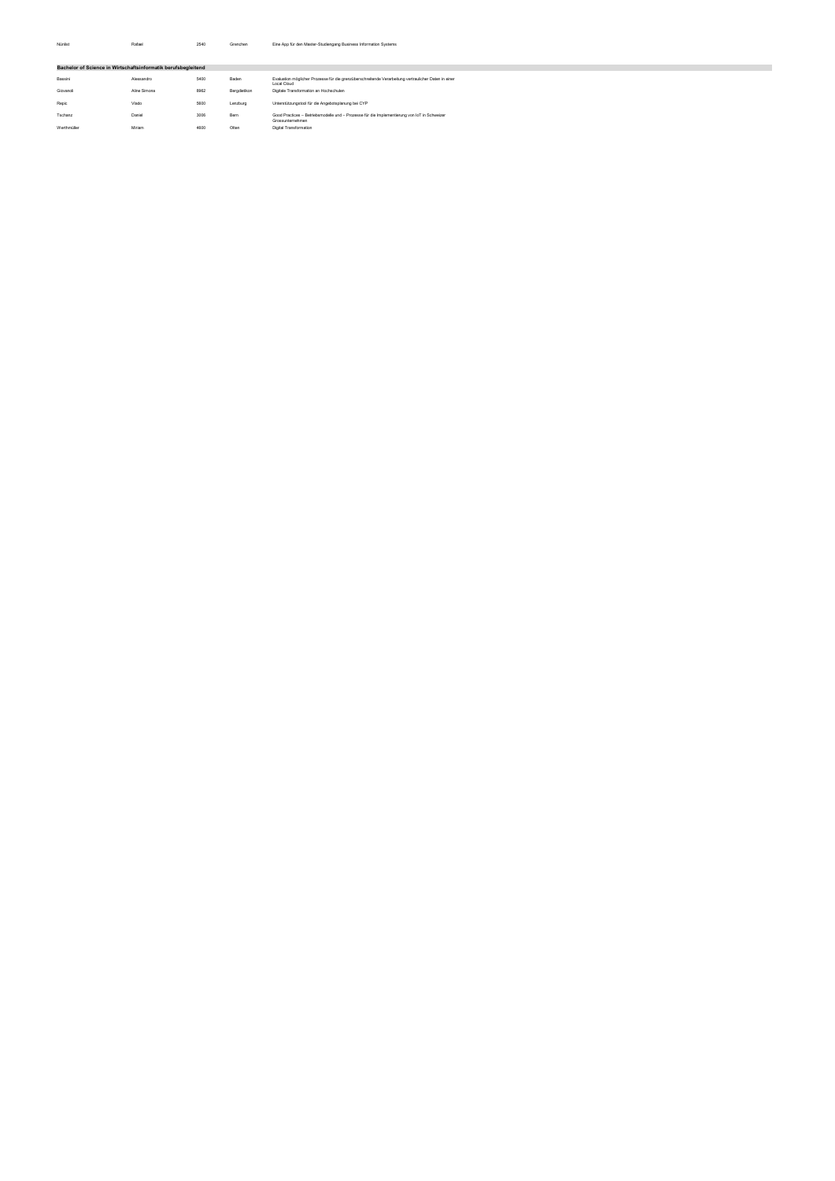| | | | | |
|---|---|---|---|---|
| Nünlist | Rafael | 2540 | Grenchen | Eine App für den Master-Studiengang Business Information Systems |

**Bachelor of Science in Wirtschaftsinformatik berufsbegleitend**

| | | | | |
|---|---|---|---|---|
| Bassini | Alessandro | 5400 | Baden | Evaluation möglicher Prozesse für die grenzüberschreitende Verarbeitung vertraulicher Daten in einer Local Cloud |
| Giovanoli | Aline Simona | 8962 | Bergdietikon | Digitale Transformation an Hochschulen |
| Repic | Vlado | 5600 | Lenzburg | Unterstützungstool für die Angebotsplanung bei CYP |
| Tschanz | Daniel | 3006 | Bern | Good Practices – Betriebsmodelle und – Prozesse für die Implementierung von IoT in Schweizer Grossunternehmen |
| Werthmüller | Miriam | 4600 | Olten | Digital Transformation |